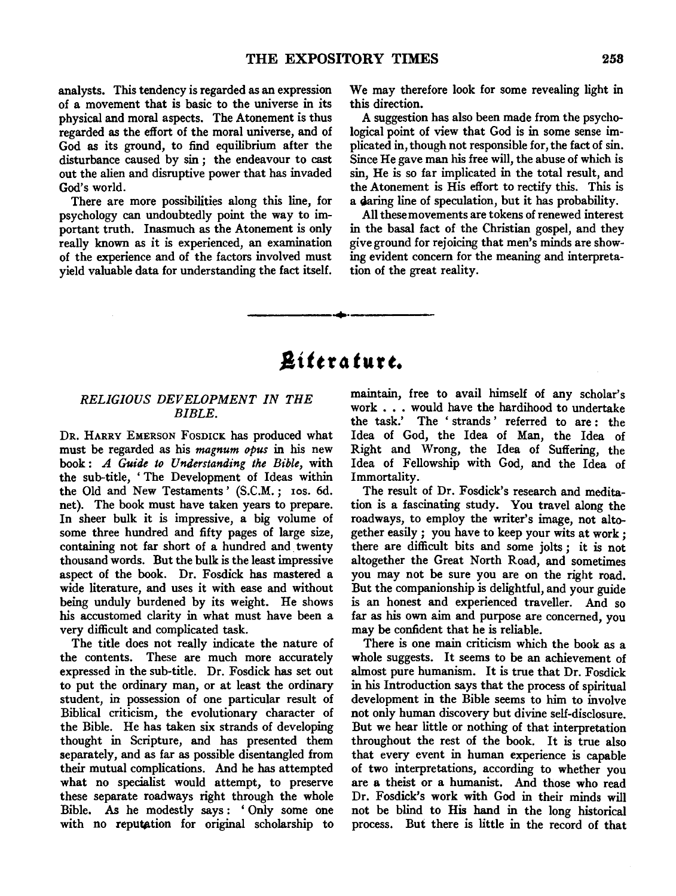analysts. This tendency is regarded as an expression of a movement that is basic to the universe in its physical and moral aspects. The Atonement is thus regarded as the effort of the moral universe, and of God as its ground, to find equilibrium after the disturbance caused by sin; the endeavour to cast out the alien and disruptive power that has invaded God's world.

There are more possibilities along this line, for psychology can undoubtedly point the way to important truth. Inasmuch as the Atonement is only really known as it is experienced, an examination of the experience and of the factors involved must yield valuable data for understanding the fact itself. We may therefore look for some revealing light in this direction.

A suggestion has also been made from the psychological point of view that God is in some sense implicated in, though not responsible for, the fact of sin. Since He gave man his free will, the abuse of which is sin, He is so far implicated in the total result, and the Atonement is His effort to rectify this. This is a daring line of speculation, but it has probability.

All these movements are tokens of renewed interest in the basal fact of the Christian gospel, and they give ground for rejoicing that men's minds are showing evident concern for the meaning and interpretation of the great reality.

---

# Literature.

## *RELIGIOUS DEVELOPMENT IN THE BIBLE.*

Dr. Harry Emerson Fosdick has produced what must be regarded as his *magnum opus* in his new book: *A Guide to Understanding the Bible*, with the sub-title, 'The Development of Ideas within the Old and New Testaments' (S.C.M.; 10s. 6d. net). The book must have taken years to prepare. In sheer bulk it is impressive, a big volume of some three hundred and fifty pages of large size, containing not far short of a hundred and twenty thousand words. But the bulk is the least impressive aspect of the book. Dr. Fosdick has mastered a wide literature, and uses it with ease and without being unduly burdened by its weight. He shows his accustomed clarity in what must have been a very difficult and complicated task.

The title does not really indicate the nature of the contents. These are much more accurately expressed in the sub-title. Dr. Fosdick has set out to put the ordinary man, or at least the ordinary student, in possession of one particular result of Biblical criticism, the evolutionary character of the Bible. He has taken six strands of developing thought in Scripture, and has presented them separately, and as far as possible disentangled from their mutual complications. And he has attempted what no specialist would attempt, to preserve these separate roadways right through the whole Bible. As he modestly says: 'Only some one with no reputation for original scholarship to maintain, free to avail himself of any scholar's work . . . would have the hardihood to undertake the task.' The 'strands' referred to are: the Idea of God, the Idea of Man, the Idea of Right and Wrong, the Idea of Suffering, the Idea of Fellowship with God, and the Idea of Immortality.

The result of Dr. Fosdick's research and meditation is a fascinating study. You travel along the roadways, to employ the writer's image, not altogether easily; you have to keep your wits at work; there are difficult bits and some jolts; it is not altogether the Great North Road, and sometimes you may not be sure you are on the right road. But the companionship is delightful, and your guide is an honest and experienced traveller. And so far as his own aim and purpose are concerned, you may be confident that he is reliable.

There is one main criticism which the book as a whole suggests. It seems to be an achievement of almost pure humanism. It is true that Dr. Fosdick in his Introduction says that the process of spiritual development in the Bible seems to him to involve not only human discovery but divine self-disclosure. But we hear little or nothing of that interpretation throughout the rest of the book. It is true also that every event in human experience is capable of two interpretations, according to whether you are a theist or a humanist. And those who read Dr. Fosdick's work with God in their minds will not be blind to His hand in the long historical process. But there is little in the record of that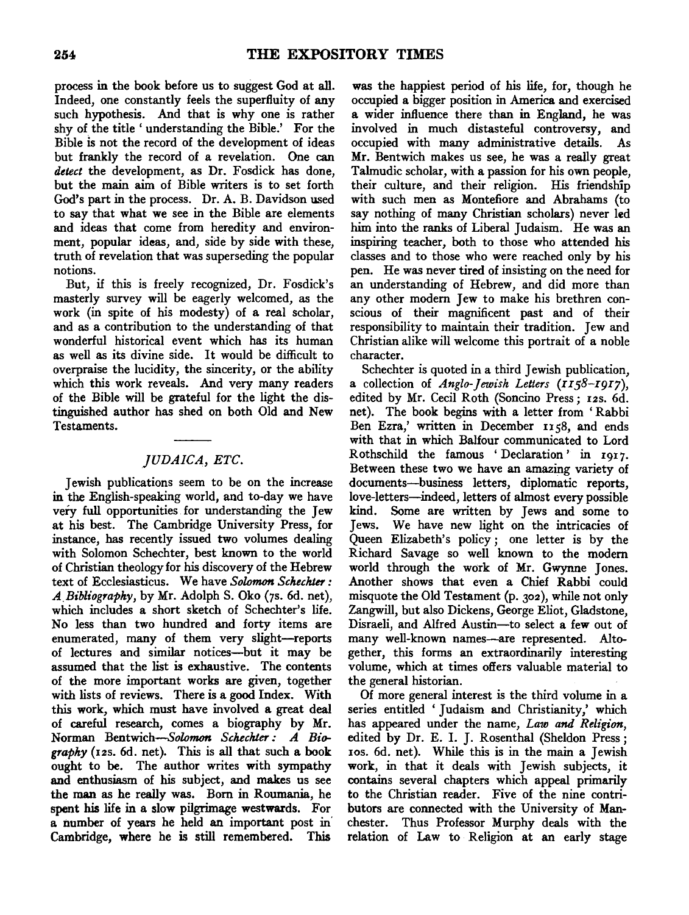process in the book before us to suggest God at all. Indeed, one constantly feels the superfluity of any such hypothesis. And that is why one is rather shy of the title 'understanding the Bible.' For the Bible is not the record of the development of ideas but frankly the record of a revelation. One can *detect* the development, as Dr. Fosdick has done, but the main aim of Bible writers is to set forth God's part in the process. Dr. A. B. Davidson used to say that what we see in the Bible are elements and ideas that come from heredity and environment, popular ideas, and, side by side with these, truth of revelation that was superseding the popular notions.

But, if this is freely recognized, Dr. Fosdick's masterly survey will be eagerly welcomed, as the work (in spite of his modesty) of a real scholar, and as a contribution to the understanding of that wonderful historical event which has its human as well as its divine side. It would be difficult to overpraise the lucidity, the sincerity, or the ability which this work reveals. And very many readers of the Bible will be grateful for the light the distinguished author has shed on both Old and New Testaments.

## *JUDAICA, ETC.*

Jewish publications seem to be on the increase in the English-speaking world, and to-day we have very full opportunities for understanding the Jew at his best. The Cambridge University Press, for instance, has recently issued two volumes dealing with Solomon Schechter, best known to the world of Christian theology for his discovery of the Hebrew text of Ecclesiasticus. We have *Solomon Schechter: A Bibliography*, by Mr. Adolph S. Oko (7s. 6d. net), which includes a short sketch of Schechter's life. No less than two hundred and forty items are enumerated, many of them very slight—reports of lectures and similar notices—but it may be assumed that the list is exhaustive. The contents of the more important works are given, together with lists of reviews. There is a good Index. With this work, which must have involved a great deal of careful research, comes a biography by Mr. Norman Bentwich—*Solomon Schechter: A Biography* (12s. 6d. net). This is all that such a book ought to be. The author writes with sympathy and enthusiasm of his subject, and makes us see the man as he really was. Born in Roumania, he spent his life in a slow pilgrimage westwards. For a number of years he held an important post in Cambridge, where he is still remembered. This was the happiest period of his life, for, though he occupied a bigger position in America and exercised a wider influence there than in England, he was involved in much distasteful controversy, and occupied with many administrative details. As Mr. Bentwich makes us see, he was a really great Talmudic scholar, with a passion for his own people, their culture, and their religion. His friendship with such men as Montefiore and Abrahams (to say nothing of many Christian scholars) never led him into the ranks of Liberal Judaism. He was an inspiring teacher, both to those who attended his classes and to those who were reached only by his pen. He was never tired of insisting on the need for an understanding of Hebrew, and did more than any other modern Jew to make his brethren conscious of their magnificent past and of their responsibility to maintain their tradition. Jew and Christian alike will welcome this portrait of a noble character.

Schechter is quoted in a third Jewish publication, a collection of *Anglo-Jewish Letters (1158–1917)*, edited by Mr. Cecil Roth (Soncino Press; 12s. 6d. net). The book begins with a letter from 'Rabbi Ben Ezra,' written in December 1158, and ends with that in which Balfour communicated to Lord Rothschild the famous 'Declaration' in 1917. Between these two we have an amazing variety of documents—business letters, diplomatic reports, love-letters—indeed, letters of almost every possible kind. Some are written by Jews and some to Jews. We have new light on the intricacies of Queen Elizabeth's policy; one letter is by the Richard Savage so well known to the modern world through the work of Mr. Gwynne Jones. Another shows that even a Chief Rabbi could misquote the Old Testament (p. 302), while not only Zangwill, but also Dickens, George Eliot, Gladstone, Disraeli, and Alfred Austin—to select a few out of many well-known names—are represented. Altogether, this forms an extraordinarily interesting volume, which at times offers valuable material to the general historian.

Of more general interest is the third volume in a series entitled 'Judaism and Christianity,' which has appeared under the name, *Law and Religion*, edited by Dr. E. I. J. Rosenthal (Sheldon Press; 10s. 6d. net). While this is in the main a Jewish work, in that it deals with Jewish subjects, it contains several chapters which appeal primarily to the Christian reader. Five of the nine contributors are connected with the University of Manchester. Thus Professor Murphy deals with the relation of Law to Religion at an early stage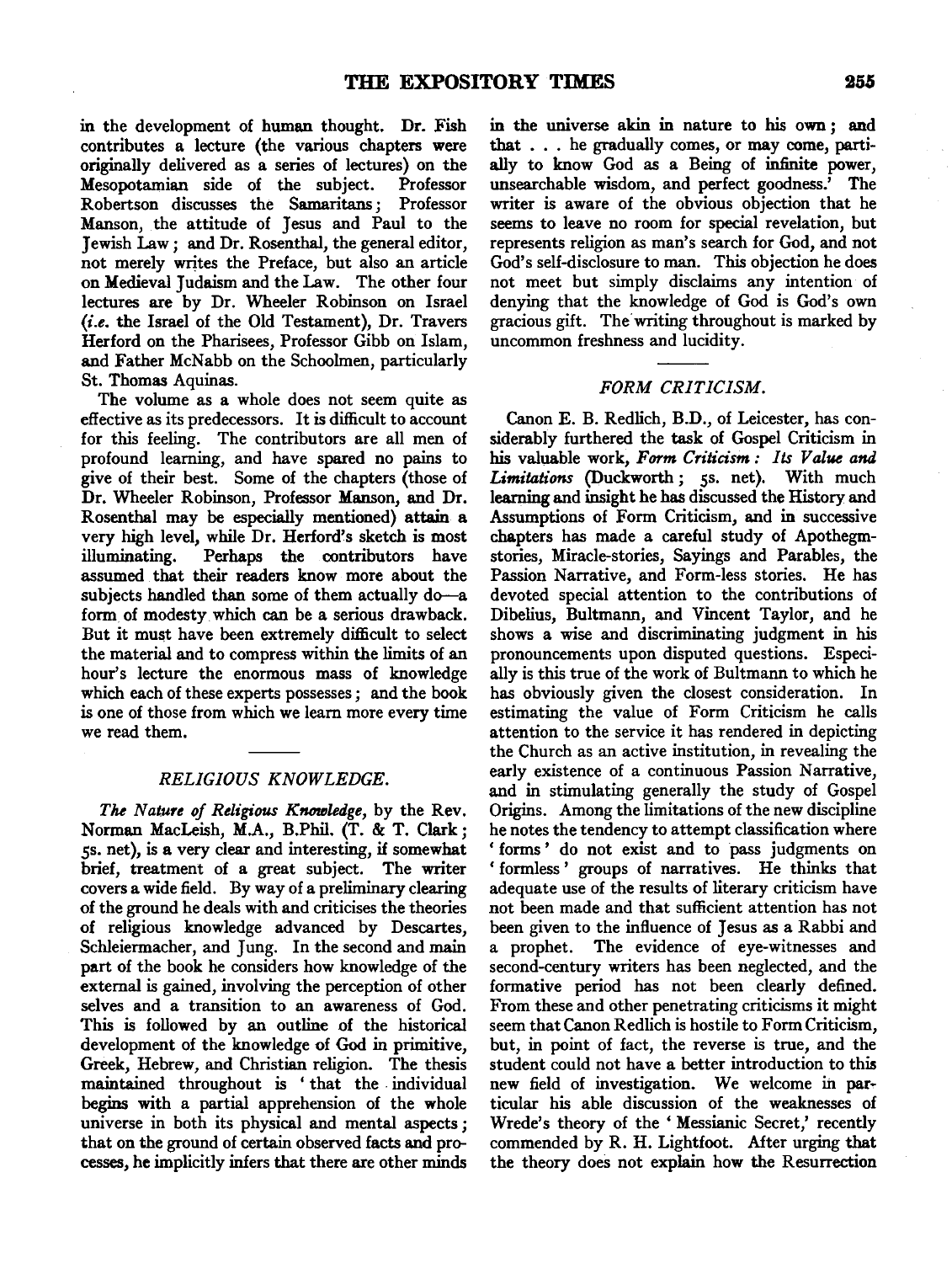in the development of human thought. Dr. Fish contributes a lecture (the various chapters were originally delivered as a series of lectures) on the Mesopotamian side of the subject. Professor Robertson discusses the Samaritans; Professor Manson, the attitude of Jesus and Paul to the Jewish Law; and Dr. Rosenthal, the general editor, not merely writes the Preface, but also an article on Medieval Judaism and the Law. The other four lectures are by Dr. Wheeler Robinson on Israel (*i.e.* the Israel of the Old Testament), Dr. Travers Herford on the Pharisees, Professor Gibb on Islam, and Father McNabb on the Schoolmen, particularly St. Thomas Aquinas.

The volume as a whole does not seem quite as effective as its predecessors. It is difficult to account for this feeling. The contributors are all men of profound learning, and have spared no pains to give of their best. Some of the chapters (those of Dr. Wheeler Robinson, Professor Manson, and Dr. Rosenthal may be especially mentioned) attain a very high level, while Dr. Herford's sketch is most illuminating. Perhaps the contributors have assumed that their readers know more about the subjects handled than some of them actually do—a form of modesty which can be a serious drawback. But it must have been extremely difficult to select the material and to compress within the limits of an hour's lecture the enormous mass of knowledge which each of these experts possesses; and the book is one of those from which we learn more every time we read them.

## *RELIGIOUS KNOWLEDGE.*

*The Nature of Religious Knowledge*, by the Rev. Norman MacLeish, M.A., B.Phil. (T. & T. Clark; 5s. net), is a very clear and interesting, if somewhat brief, treatment of a great subject. The writer covers a wide field. By way of a preliminary clearing of the ground he deals with and criticises the theories of religious knowledge advanced by Descartes, Schleiermacher, and Jung. In the second and main part of the book he considers how knowledge of the external is gained, involving the perception of other selves and a transition to an awareness of God. This is followed by an outline of the historical development of the knowledge of God in primitive, Greek, Hebrew, and Christian religion. The thesis maintained throughout is 'that the individual begins with a partial apprehension of the whole universe in both its physical and mental aspects; that on the ground of certain observed facts and processes, he implicitly infers that there are other minds in the universe akin in nature to his own; and that . . . he gradually comes, or may come, partially to know God as a Being of infinite power, unsearchable wisdom, and perfect goodness.' The writer is aware of the obvious objection that he seems to leave no room for special revelation, but represents religion as man's search for God, and not God's self-disclosure to man. This objection he does not meet but simply disclaims any intention of denying that the knowledge of God is God's own gracious gift. The writing throughout is marked by uncommon freshness and lucidity.

## *FORM CRITICISM.*

Canon E. B. Redlich, B.D., of Leicester, has considerably furthered the task of Gospel Criticism in his valuable work, *Form Criticism: Its Value and Limitations* (Duckworth; 5s. net). With much learning and insight he has discussed the History and Assumptions of Form Criticism, and in successive chapters has made a careful study of Apothegm-stories, Miracle-stories, Sayings and Parables, the Passion Narrative, and Form-less stories. He has devoted special attention to the contributions of Dibelius, Bultmann, and Vincent Taylor, and he shows a wise and discriminating judgment in his pronouncements upon disputed questions. Especially is this true of the work of Bultmann to which he has obviously given the closest consideration. In estimating the value of Form Criticism he calls attention to the service it has rendered in depicting the Church as an active institution, in revealing the early existence of a continuous Passion Narrative, and in stimulating generally the study of Gospel Origins. Among the limitations of the new discipline he notes the tendency to attempt classification where 'forms' do not exist and to pass judgments on 'formless' groups of narratives. He thinks that adequate use of the results of literary criticism have not been made and that sufficient attention has not been given to the influence of Jesus as a Rabbi and a prophet. The evidence of eye-witnesses and second-century writers has been neglected, and the formative period has not been clearly defined. From these and other penetrating criticisms it might seem that Canon Redlich is hostile to Form Criticism, but, in point of fact, the reverse is true, and the student could not have a better introduction to this new field of investigation. We welcome in particular his able discussion of the weaknesses of Wrede's theory of the 'Messianic Secret,' recently commended by R. H. Lightfoot. After urging that the theory does not explain how the Resurrection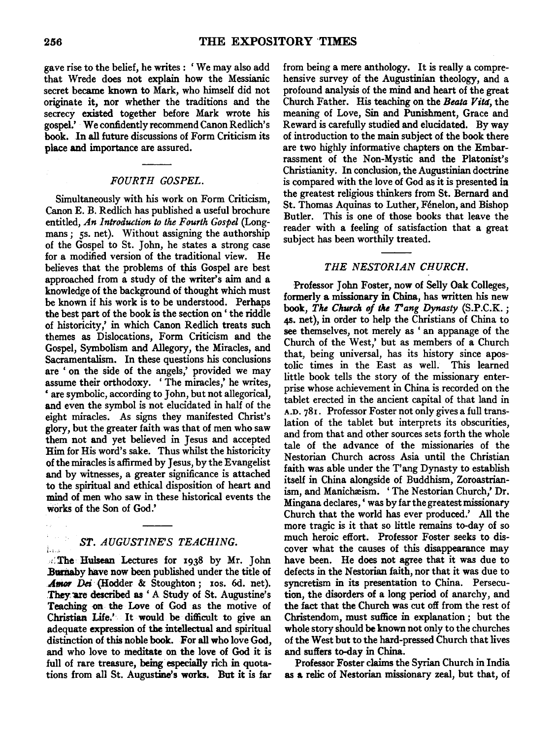gave rise to the belief, he writes: 'We may also add that Wrede does not explain how the Messianic secret became known to Mark, who himself did not originate it, nor whether the traditions and the secrecy existed together before Mark wrote his gospel.' We confidently recommend Canon Redlich's book. In all future discussions of Form Criticism its place and importance are assured.

## *FOURTH GOSPEL.*

Simultaneously with his work on Form Criticism, Canon E. B. Redlich has published a useful brochure entitled, *An Introduction to the Fourth Gospel* (Longmans; 5s. net). Without assigning the authorship of the Gospel to St. John, he states a strong case for a modified version of the traditional view. He believes that the problems of this Gospel are best approached from a study of the writer's aim and a knowledge of the background of thought which must be known if his work is to be understood. Perhaps the best part of the book is the section on 'the riddle of historicity,' in which Canon Redlich treats such themes as Dislocations, Form Criticism and the Gospel, Symbolism and Allegory, the Miracles, and Sacramentalism. In these questions his conclusions are 'on the side of the angels,' provided we may assume their orthodoxy. 'The miracles,' he writes, 'are symbolic, according to John, but not allegorical, and even the symbol is not elucidated in half of the eight miracles. As signs they manifested Christ's glory, but the greater faith was that of men who saw them not and yet believed in Jesus and accepted Him for His word's sake. Thus whilst the historicity of the miracles is affirmed by Jesus, by the Evangelist and by witnesses, a greater significance is attached to the spiritual and ethical disposition of heart and mind of men who saw in these historical events the works of the Son of God.'

## *ST. AUGUSTINE'S TEACHING.*

The Hulsean Lectures for 1938 by Mr. John Burnaby have now been published under the title of *Amor Dei* (Hodder & Stoughton; 10s. 6d. net). They are described as 'A Study of St. Augustine's Teaching on the Love of God as the motive of Christian Life.' It would be difficult to give an adequate expression of the intellectual and spiritual distinction of this noble book. For all who love God, and who love to meditate on the love of God it is full of rare treasure, being especially rich in quotations from all St. Augustine's works. But it is far from being a mere anthology. It is really a comprehensive survey of the Augustinian theology, and a profound analysis of the mind and heart of the great Church Father. His teaching on the *Beata Vita*, the meaning of Love, Sin and Punishment, Grace and Reward is carefully studied and elucidated. By way of introduction to the main subject of the book there are two highly informative chapters on the Embarrassment of the Non-Mystic and the Platonist's Christianity. In conclusion, the Augustinian doctrine is compared with the love of God as it is presented in the greatest religious thinkers from St. Bernard and St. Thomas Aquinas to Luther, Fénelon, and Bishop Butler. This is one of those books that leave the reader with a feeling of satisfaction that a great subject has been worthily treated.

## *THE NESTORIAN CHURCH.*

Professor John Foster, now of Selly Oak Colleges, formerly a missionary in China, has written his new book, *The Church of the T'ang Dynasty* (S.P.C.K.; 4s. net), in order to help the Christians of China to see themselves, not merely as 'an appanage of the Church of the West,' but as members of a Church that, being universal, has its history since apostolic times in the East as well. This learned little book tells the story of the missionary enterprise whose achievement in China is recorded on the tablet erected in the ancient capital of that land in A.D. 781. Professor Foster not only gives a full translation of the tablet but interprets its obscurities, and from that and other sources sets forth the whole tale of the advance of the missionaries of the Nestorian Church across Asia until the Christian faith was able under the T'ang Dynasty to establish itself in China alongside of Buddhism, Zoroastrianism, and Manichæism. 'The Nestorian Church,' Dr. Mingana declares, 'was by far the greatest missionary Church that the world has ever produced.' All the more tragic is it that so little remains to-day of so much heroic effort. Professor Foster seeks to discover what the causes of this disappearance may have been. He does not agree that it was due to defects in the Nestorian faith, nor that it was due to syncretism in its presentation to China. Persecution, the disorders of a long period of anarchy, and the fact that the Church was cut off from the rest of Christendom, must suffice in explanation; but the whole story should be known not only to the churches of the West but to the hard-pressed Church that lives and suffers to-day in China.

Professor Foster claims the Syrian Church in India as a relic of Nestorian missionary zeal, but that, of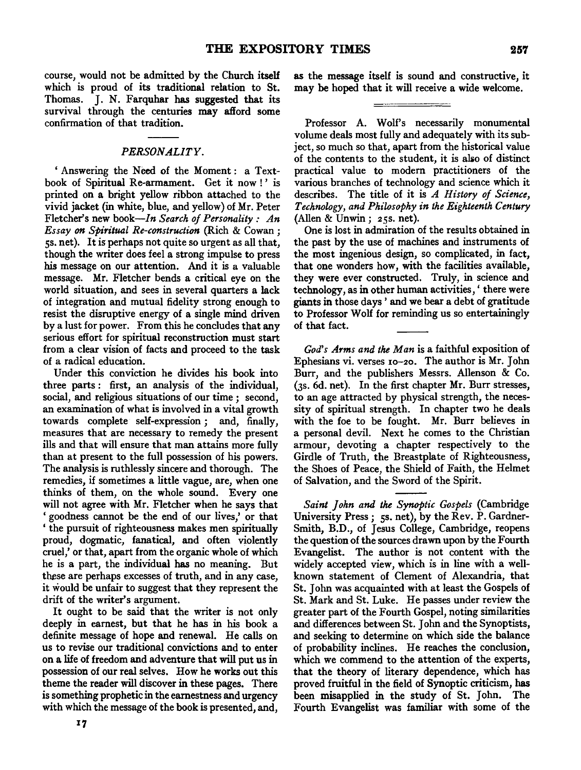course, would not be admitted by the Church itself which is proud of its traditional relation to St. Thomas. J. N. Farquhar has suggested that its survival through the centuries may afford some confirmation of that tradition.

## *PERSONALITY.*

'Answering the Need of the Moment: a Textbook of Spiritual Re-armament. Get it now!' is printed on a bright yellow ribbon attached to the vivid jacket (in white, blue, and yellow) of Mr. Peter Fletcher's new book—*In Search of Personality: An Essay on Spiritual Re-construction* (Rich & Cowan; 5s. net). It is perhaps not quite so urgent as all that, though the writer does feel a strong impulse to press his message on our attention. And it is a valuable message. Mr. Fletcher bends a critical eye on the world situation, and sees in several quarters a lack of integration and mutual fidelity strong enough to resist the disruptive energy of a single mind driven by a lust for power. From this he concludes that any serious effort for spiritual reconstruction must start from a clear vision of facts and proceed to the task of a radical education.

Under this conviction he divides his book into three parts: first, an analysis of the individual, social, and religious situations of our time; second, an examination of what is involved in a vital growth towards complete self-expression; and, finally, measures that are necessary to remedy the present ills and that will ensure that man attains more fully than at present to the full possession of his powers. The analysis is ruthlessly sincere and thorough. The remedies, if sometimes a little vague, are, when one thinks of them, on the whole sound. Every one will not agree with Mr. Fletcher when he says that 'goodness cannot be the end of our lives,' or that 'the pursuit of righteousness makes men spiritually proud, dogmatic, fanatical, and often violently cruel,' or that, apart from the organic whole of which he is a part, the individual has no meaning. But these are perhaps excesses of truth, and in any case, it would be unfair to suggest that they represent the drift of the writer's argument.

It ought to be said that the writer is not only deeply in earnest, but that he has in his book a definite message of hope and renewal. He calls on us to revise our traditional convictions and to enter on a life of freedom and adventure that will put us in possession of our real selves. How he works out this theme the reader will discover in these pages. There is something prophetic in the earnestness and urgency with which the message of the book is presented, and, as the message itself is sound and constructive, it may be hoped that it will receive a wide welcome.

---

Professor A. Wolf's necessarily monumental volume deals most fully and adequately with its subject, so much so that, apart from the historical value of the contents to the student, it is also of distinct practical value to modern practitioners of the various branches of technology and science which it describes. The title of it is *A History of Science, Technology, and Philosophy in the Eighteenth Century* (Allen & Unwin; 25s. net).

One is lost in admiration of the results obtained in the past by the use of machines and instruments of the most ingenious design, so complicated, in fact, that one wonders how, with the facilities available, they were ever constructed. Truly, in science and technology, as in other human activities, 'there were giants in those days' and we bear a debt of gratitude to Professor Wolf for reminding us so entertainingly of that fact.

---

*God's Arms and the Man* is a faithful exposition of Ephesians vi. verses 10–20. The author is Mr. John Burr, and the publishers Messrs. Allenson & Co. (3s. 6d. net). In the first chapter Mr. Burr stresses, to an age attracted by physical strength, the necessity of spiritual strength. In chapter two he deals with the foe to be fought. Mr. Burr believes in a personal devil. Next he comes to the Christian armour, devoting a chapter respectively to the Girdle of Truth, the Breastplate of Righteousness, the Shoes of Peace, the Shield of Faith, the Helmet of Salvation, and the Sword of the Spirit.

---

*Saint John and the Synoptic Gospels* (Cambridge University Press; 5s. net), by the Rev. P. Gardner-Smith, B.D., of Jesus College, Cambridge, reopens the question of the sources drawn upon by the Fourth Evangelist. The author is not content with the widely accepted view, which is in line with a well-known statement of Clement of Alexandria, that St. John was acquainted with at least the Gospels of St. Mark and St. Luke. He passes under review the greater part of the Fourth Gospel, noting similarities and differences between St. John and the Synoptists, and seeking to determine on which side the balance of probability inclines. He reaches the conclusion, which we commend to the attention of the experts, that the theory of literary dependence, which has proved fruitful in the field of Synoptic criticism, has been misapplied in the study of St. John. The Fourth Evangelist was familiar with some of the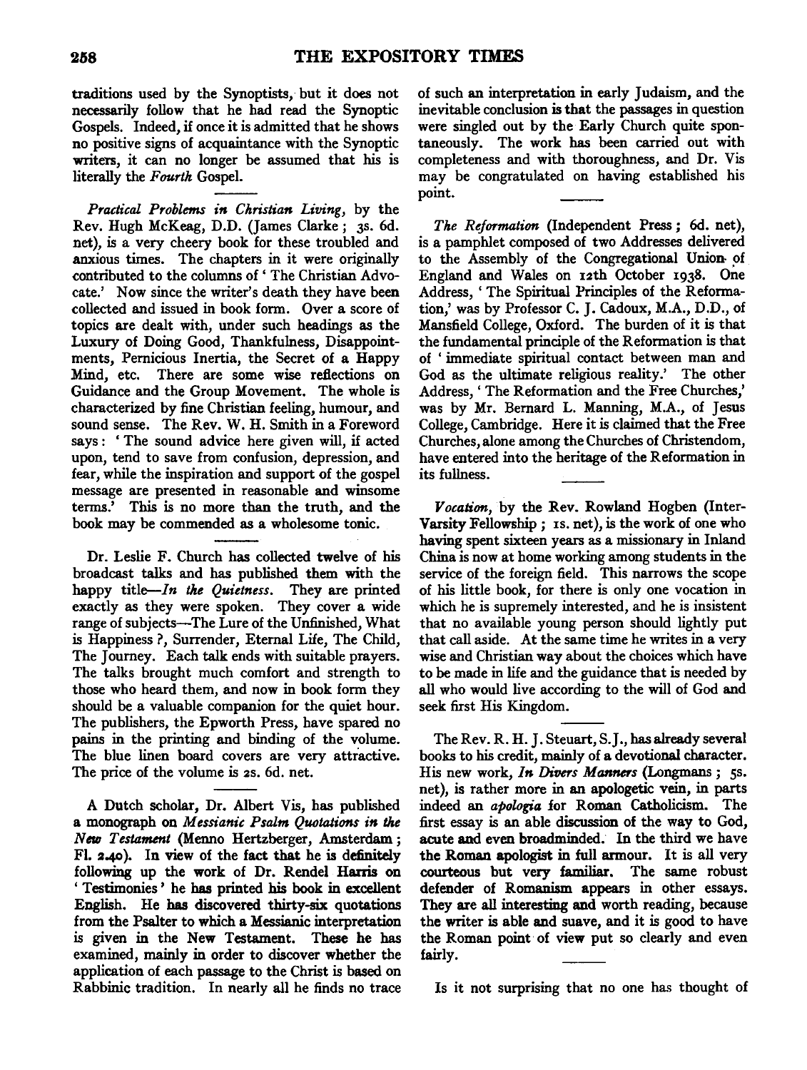traditions used by the Synoptists, but it does not necessarily follow that he had read the Synoptic Gospels. Indeed, if once it is admitted that he shows no positive signs of acquaintance with the Synoptic writers, it can no longer be assumed that his is literally the *Fourth* Gospel.

---

*Practical Problems in Christian Living*, by the Rev. Hugh McKeag, D.D. (James Clarke; 3s. 6d. net), is a very cheery book for these troubled and anxious times. The chapters in it were originally contributed to the columns of 'The Christian Advocate.' Now since the writer's death they have been collected and issued in book form. Over a score of topics are dealt with, under such headings as the Luxury of Doing Good, Thankfulness, Disappointments, Pernicious Inertia, the Secret of a Happy Mind, etc. There are some wise reflections on Guidance and the Group Movement. The whole is characterized by fine Christian feeling, humour, and sound sense. The Rev. W. H. Smith in a Foreword says: 'The sound advice here given will, if acted upon, tend to save from confusion, depression, and fear, while the inspiration and support of the gospel message are presented in reasonable and winsome terms.' This is no more than the truth, and the book may be commended as a wholesome tonic.

---

Dr. Leslie F. Church has collected twelve of his broadcast talks and has published them with the happy title—*In the Quietness*. They are printed exactly as they were spoken. They cover a wide range of subjects—The Lure of the Unfinished, What is Happiness ?, Surrender, Eternal Life, The Child, The Journey. Each talk ends with suitable prayers. The talks brought much comfort and strength to those who heard them, and now in book form they should be a valuable companion for the quiet hour. The publishers, the Epworth Press, have spared no pains in the printing and binding of the volume. The blue linen board covers are very attractive. The price of the volume is 2s. 6d. net.

---

A Dutch scholar, Dr. Albert Vis, has published a monograph on *Messianic Psalm Quotations in the New Testament* (Menno Hertzberger, Amsterdam; Fl. 2.40). In view of the fact that he is definitely following up the work of Dr. Rendel Harris on 'Testimonies' he has printed his book in excellent English. He has discovered thirty-six quotations from the Psalter to which a Messianic interpretation is given in the New Testament. These he has examined, mainly in order to discover whether the application of each passage to the Christ is based on Rabbinic tradition. In nearly all he finds no trace of such an interpretation in early Judaism, and the inevitable conclusion is that the passages in question were singled out by the Early Church quite spontaneously. The work has been carried out with completeness and with thoroughness, and Dr. Vis may be congratulated on having established his point.

---

*The Reformation* (Independent Press; 6d. net), is a pamphlet composed of two Addresses delivered to the Assembly of the Congregational Union of England and Wales on 12th October 1938. One Address, 'The Spiritual Principles of the Reformation,' was by Professor C. J. Cadoux, M.A., D.D., of Mansfield College, Oxford. The burden of it is that the fundamental principle of the Reformation is that of 'immediate spiritual contact between man and God as the ultimate religious reality.' The other Address, 'The Reformation and the Free Churches,' was by Mr. Bernard L. Manning, M.A., of Jesus College, Cambridge. Here it is claimed that the Free Churches, alone among the Churches of Christendom, have entered into the heritage of the Reformation in its fullness.

---

*Vocation*, by the Rev. Rowland Hogben (Inter-Varsity Fellowship; 1s. net), is the work of one who having spent sixteen years as a missionary in Inland China is now at home working among students in the service of the foreign field. This narrows the scope of his little book, for there is only one vocation in which he is supremely interested, and he is insistent that no available young person should lightly put that call aside. At the same time he writes in a very wise and Christian way about the choices which have to be made in life and the guidance that is needed by all who would live according to the will of God and seek first His Kingdom.

---

The Rev. R. H. J. Steuart, S.J., has already several books to his credit, mainly of a devotional character. His new work, *In Divers Manners* (Longmans; 5s. net), is rather more in an apologetic vein, in parts indeed an *apologia* for Roman Catholicism. The first essay is an able discussion of the way to God, acute and even broadminded. In the third we have the Roman apologist in full armour. It is all very courteous but very familiar. The same robust defender of Romanism appears in other essays. They are all interesting and worth reading, because the writer is able and suave, and it is good to have the Roman point of view put so clearly and even fairly.

---

Is it not surprising that no one has thought of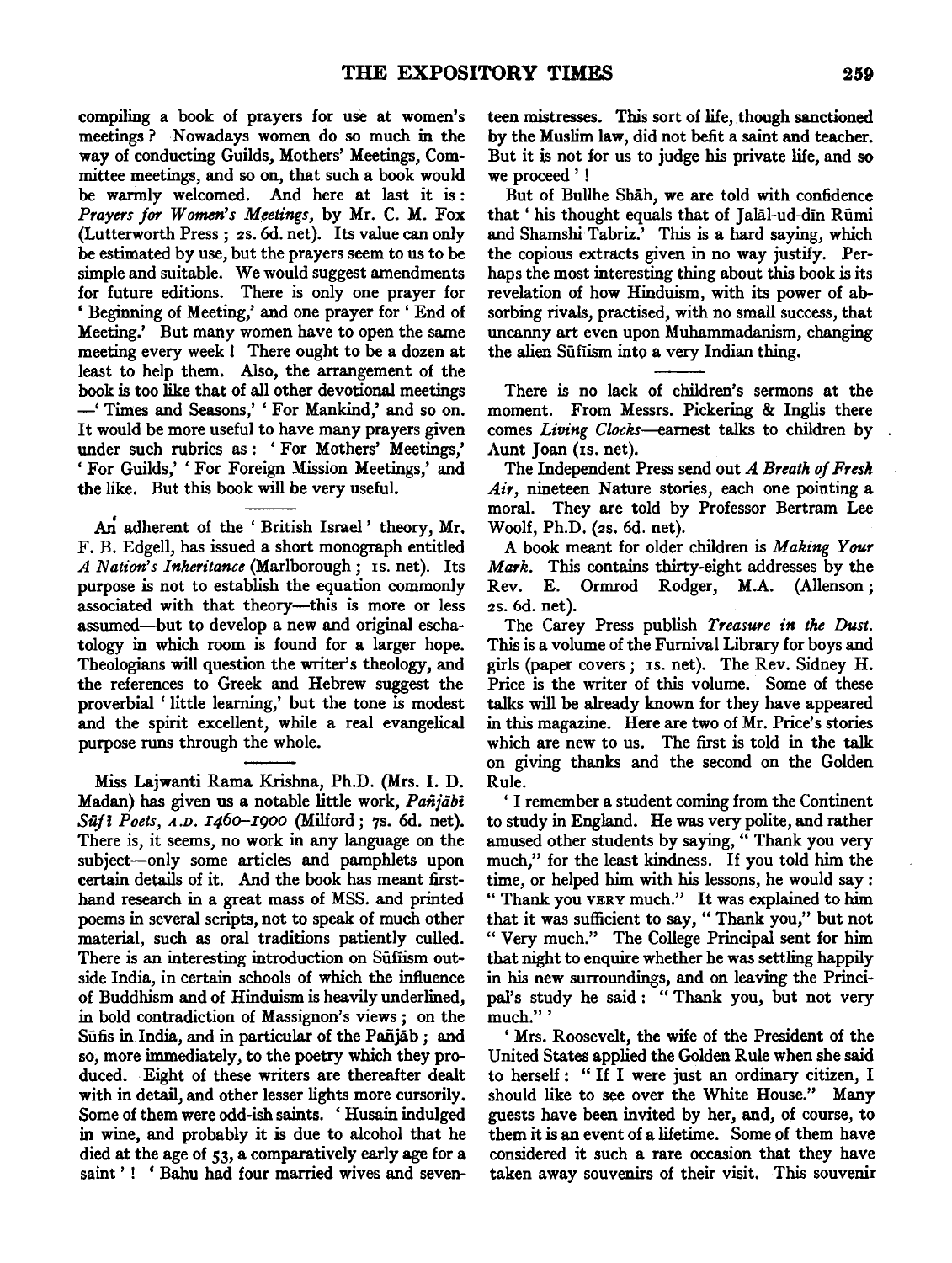compiling a book of prayers for use at women's meetings? Nowadays women do so much in the way of conducting Guilds, Mothers' Meetings, Committee meetings, and so on, that such a book would be warmly welcomed. And here at last it is: *Prayers for Women's Meetings*, by Mr. C. M. Fox (Lutterworth Press; 2s. 6d. net). Its value can only be estimated by use, but the prayers seem to us to be simple and suitable. We would suggest amendments for future editions. There is only one prayer for 'Beginning of Meeting,' and one prayer for 'End of Meeting.' But many women have to open the same meeting every week! There ought to be a dozen at least to help them. Also, the arrangement of the book is too like that of all other devotional meetings —'Times and Seasons,' 'For Mankind,' and so on. It would be more useful to have many prayers given under such rubrics as: 'For Mothers' Meetings,' 'For Guilds,' 'For Foreign Mission Meetings,' and the like. But this book will be very useful.

---

An adherent of the 'British Israel' theory, Mr. F. B. Edgell, has issued a short monograph entitled *A Nation's Inheritance* (Marlborough; 1s. net). Its purpose is not to establish the equation commonly associated with that theory—this is more or less assumed—but to develop a new and original eschatology in which room is found for a larger hope. Theologians will question the writer's theology, and the references to Greek and Hebrew suggest the proverbial 'little learning,' but the tone is modest and the spirit excellent, while a real evangelical purpose runs through the whole.

---

Miss Lajwanti Rama Krishna, Ph.D. (Mrs. I. D. Madan) has given us a notable little work, *Pañjābī Sūfī Poets, A.D. 1460–1900* (Milford; 7s. 6d. net). There is, it seems, no work in any language on the subject—only some articles and pamphlets upon certain details of it. And the book has meant first-hand research in a great mass of MSS. and printed poems in several scripts, not to speak of much other material, such as oral traditions patiently culled. There is an interesting introduction on Sūfiism outside India, in certain schools of which the influence of Buddhism and of Hinduism is heavily underlined, in bold contradiction of Massignon's views; on the Sūfis in India, and in particular of the Pañjāb; and so, more immediately, to the poetry which they produced. Eight of these writers are thereafter dealt with in detail, and other lesser lights more cursorily. Some of them were odd-ish saints. 'Husain indulged in wine, and probably it is due to alcohol that he died at the age of 53, a comparatively early age for a saint'! 'Bahu had four married wives and seventeen mistresses. This sort of life, though sanctioned by the Muslim law, did not befit a saint and teacher. But it is not for us to judge his private life, and so we proceed'!

But of Bullhe Shāh, we are told with confidence that 'his thought equals that of Jalāl-ud-dīn Rūmi and Shamshi Tabriz.' This is a hard saying, which the copious extracts given in no way justify. Perhaps the most interesting thing about this book is its revelation of how Hinduism, with its power of absorbing rivals, practised, with no small success, that uncanny art even upon Muhammadanism, changing the alien Sūfiism into a very Indian thing.

---

There is no lack of children's sermons at the moment. From Messrs. Pickering & Inglis there comes *Living Clocks*—earnest talks to children by Aunt Joan (1s. net).

The Independent Press send out *A Breath of Fresh Air*, nineteen Nature stories, each one pointing a moral. They are told by Professor Bertram Lee Woolf, Ph.D. (2s. 6d. net).

A book meant for older children is *Making Your Mark*. This contains thirty-eight addresses by the Rev. E. Ormrod Rodger, M.A. (Allenson; 2s. 6d. net).

The Carey Press publish *Treasure in the Dust*. This is a volume of the Furnival Library for boys and girls (paper covers; 1s. net). The Rev. Sidney H. Price is the writer of this volume. Some of these talks will be already known for they have appeared in this magazine. Here are two of Mr. Price's stories which are new to us. The first is told in the talk on giving thanks and the second on the Golden Rule.

'I remember a student coming from the Continent to study in England. He was very polite, and rather amused other students by saying, "Thank you very much," for the least kindness. If you told him the time, or helped him with his lessons, he would say: "Thank you VERY much." It was explained to him that it was sufficient to say, "Thank you," but not "Very much." The College Principal sent for him that night to enquire whether he was settling happily in his new surroundings, and on leaving the Principal's study he said: "Thank you, but not very much."'

'Mrs. Roosevelt, the wife of the President of the United States applied the Golden Rule when she said to herself: "If I were just an ordinary citizen, I should like to see over the White House." Many guests have been invited by her, and, of course, to them it is an event of a lifetime. Some of them have considered it such a rare occasion that they have taken away souvenirs of their visit. This souvenir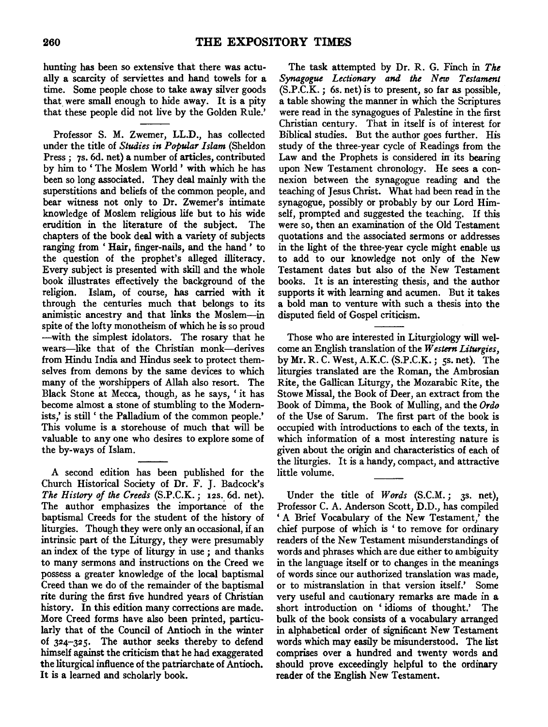hunting has been so extensive that there was actually a scarcity of serviettes and hand towels for a time. Some people chose to take away silver goods that were small enough to hide away. It is a pity that these people did not live by the Golden Rule.'

---

Professor S. M. Zwemer, LL.D., has collected under the title of *Studies in Popular Islam* (Sheldon Press ; 7s. 6d. net) a number of articles, contributed by him to 'The Moslem World' with which he has been so long associated. They deal mainly with the superstitions and beliefs of the common people, and bear witness not only to Dr. Zwemer's intimate knowledge of Moslem religious life but to his wide erudition in the literature of the subject. The chapters of the book deal with a variety of subjects ranging from 'Hair, finger-nails, and the hand' to the question of the prophet's alleged illiteracy. Every subject is presented with skill and the whole book illustrates effectively the background of the religion. Islam, of course, has carried with it through the centuries much that belongs to its animistic ancestry and that links the Moslem—in spite of the lofty monotheism of which he is so proud—with the simplest idolators. The rosary that he wears—like that of the Christian monk—derives from Hindu India and Hindus seek to protect themselves from demons by the same devices to which many of the worshippers of Allah also resort. The Black Stone at Mecca, though, as he says, 'it has become almost a stone of stumbling to the Modernists,' is still 'the Palladium of the common people.' This volume is a storehouse of much that will be valuable to any one who desires to explore some of the by-ways of Islam.

---

A second edition has been published for the Church Historical Society of Dr. F. J. Badcock's *The History of the Creeds* (S.P.C.K. ; 12s. 6d. net). The author emphasizes the importance of the baptismal Creeds for the student of the history of liturgies. Though they were only an occasional, if an intrinsic part of the Liturgy, they were presumably an index of the type of liturgy in use ; and thanks to many sermons and instructions on the Creed we possess a greater knowledge of the local baptismal Creed than we do of the remainder of the baptismal rite during the first five hundred years of Christian history. In this edition many corrections are made. More Creed forms have also been printed, particularly that of the Council of Antioch in the winter of 324–325. The author seeks thereby to defend himself against the criticism that he had exaggerated the liturgical influence of the patriarchate of Antioch. It is a learned and scholarly book.

The task attempted by Dr. R. G. Finch in *The Synagogue Lectionary and the New Testament* (S.P.C.K. ; 6s. net) is to present, so far as possible, a table showing the manner in which the Scriptures were read in the synagogues of Palestine in the first Christian century. That in itself is of interest for Biblical studies. But the author goes further. His study of the three-year cycle of Readings from the Law and the Prophets is considered in its bearing upon New Testament chronology. He sees a connexion between the synagogue reading and the teaching of Jesus Christ. What had been read in the synagogue, possibly or probably by our Lord Himself, prompted and suggested the teaching. If this were so, then an examination of the Old Testament quotations and the associated sermons or addresses in the light of the three-year cycle might enable us to add to our knowledge not only of the New Testament dates but also of the New Testament books. It is an interesting thesis, and the author supports it with learning and acumen. But it takes a bold man to venture with such a thesis into the disputed field of Gospel criticism.

---

Those who are interested in Liturgiology will welcome an English translation of the *Western Liturgies*, by Mr. R. C. West, A.K.C. (S.P.C.K. ; 5s. net). The liturgies translated are the Roman, the Ambrosian Rite, the Gallican Liturgy, the Mozarabic Rite, the Stowe Missal, the Book of Deer, an extract from the Book of Dimma, the Book of Mulling, and the *Ordo* of the Use of Sarum. The first part of the book is occupied with introductions to each of the texts, in which information of a most interesting nature is given about the origin and characteristics of each of the liturgies. It is a handy, compact, and attractive little volume.

---

Under the title of *Words* (S.C.M. ; 3s. net), Professor C. A. Anderson Scott, D.D., has compiled 'A Brief Vocabulary of the New Testament,' the chief purpose of which is 'to remove for ordinary readers of the New Testament misunderstandings of words and phrases which are due either to ambiguity in the language itself or to changes in the meanings of words since our authorized translation was made, or to mistranslation in that version itself.' Some very useful and cautionary remarks are made in a short introduction on 'idioms of thought.' The bulk of the book consists of a vocabulary arranged in alphabetical order of significant New Testament words which may easily be misunderstood. The list comprises over a hundred and twenty words and should prove exceedingly helpful to the ordinary reader of the English New Testament.